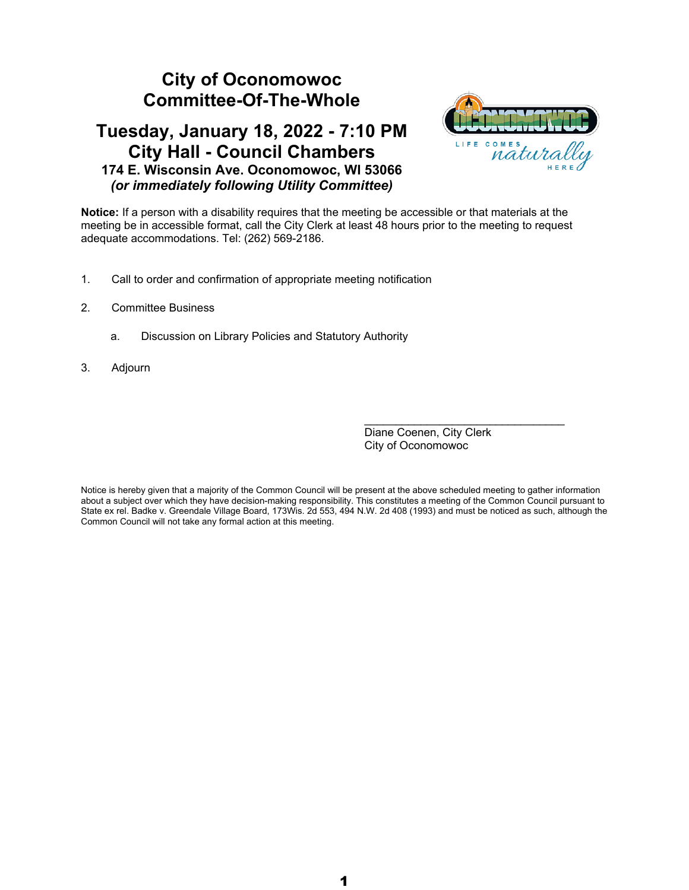# City of Oconomowoc
# Committee-Of-The-Whole

## Tuesday, January 18, 2022 - 7:10 PM
## City Hall - Council Chambers

**174 E. Wisconsin Ave. Oconomowoc, WI 53066**

***(or immediately following Utility Committee)***

**Notice:** If a person with a disability requires that the meeting be accessible or that materials at the meeting be in accessible format, call the City Clerk at least 48 hours prior to the meeting to request adequate accommodations. Tel: (262) 569-2186.

1. Call to order and confirmation of appropriate meeting notification

2. Committee Business

   a. Discussion on Library Policies and Statutory Authority

3. Adjourn

_________________________________
Diane Coenen, City Clerk
City of Oconomowoc

Notice is hereby given that a majority of the Common Council will be present at the above scheduled meeting to gather information about a subject over which they have decision-making responsibility. This constitutes a meeting of the Common Council pursuant to State ex rel. Badke v. Greendale Village Board, 173Wis. 2d 553, 494 N.W. 2d 408 (1993) and must be noticed as such, although the Common Council will not take any formal action at this meeting.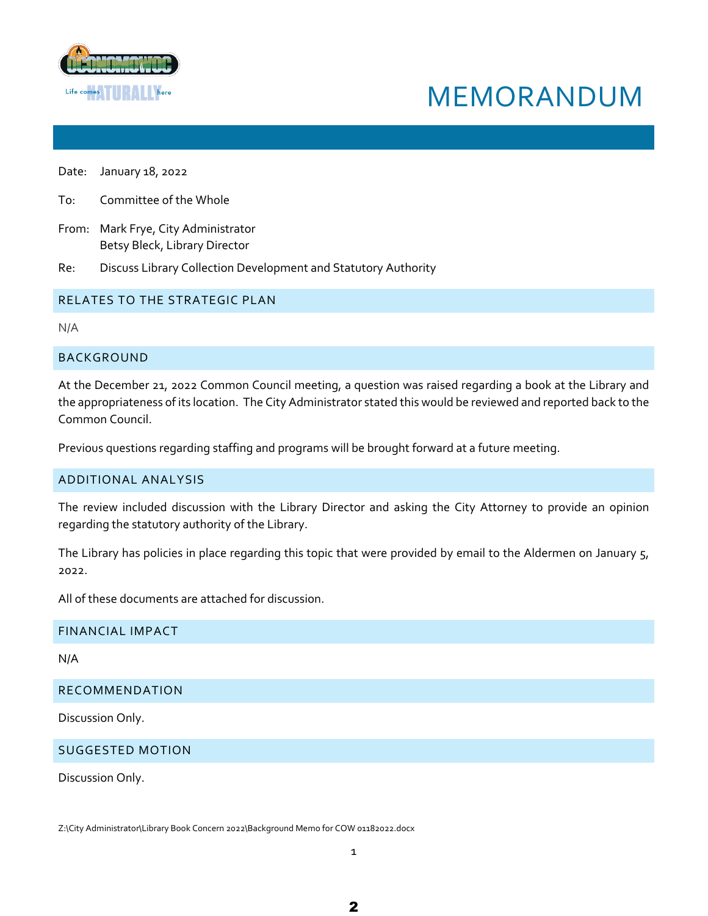# MEMORANDUM

Date: January 18, 2022

To: Committee of the Whole

From: Mark Frye, City Administrator
Betsy Bleck, Library Director

Re: Discuss Library Collection Development and Statutory Authority

## RELATES TO THE STRATEGIC PLAN

N/A

## BACKGROUND

At the December 21, 2022 Common Council meeting, a question was raised regarding a book at the Library and the appropriateness of its location. The City Administrator stated this would be reviewed and reported back to the Common Council.

Previous questions regarding staffing and programs will be brought forward at a future meeting.

## ADDITIONAL ANALYSIS

The review included discussion with the Library Director and asking the City Attorney to provide an opinion regarding the statutory authority of the Library.

The Library has policies in place regarding this topic that were provided by email to the Aldermen on January 5, 2022.

All of these documents are attached for discussion.

## FINANCIAL IMPACT

N/A

## RECOMMENDATION

Discussion Only.

## SUGGESTED MOTION

Discussion Only.

Z:\City Administrator\Library Book Concern 2022\Background Memo for COW 01182022.docx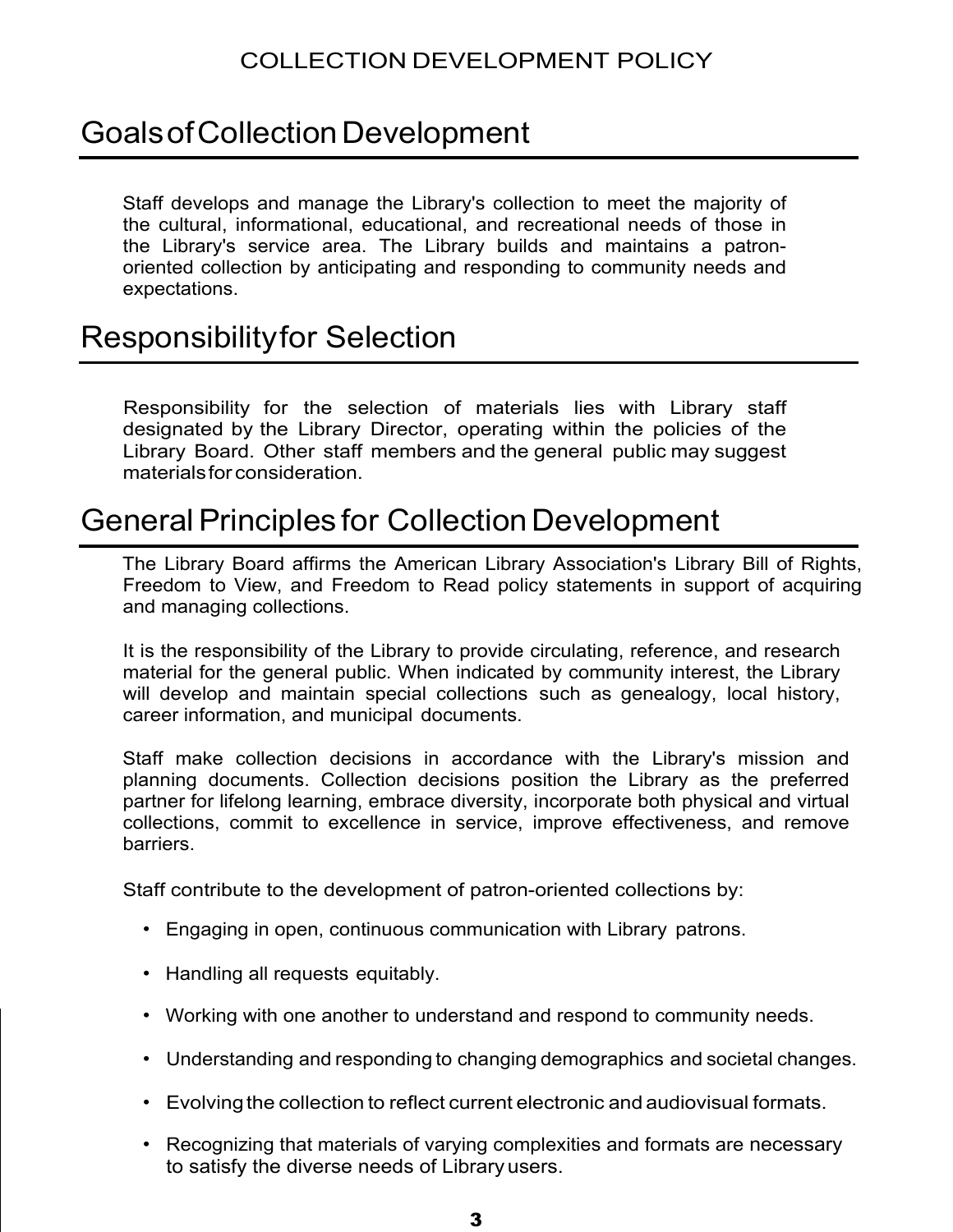## Goals of Collection Development

Staff develops and manage the Library's collection to meet the majority of the cultural, informational, educational, and recreational needs of those in the Library's service area. The Library builds and maintains a patron-oriented collection by anticipating and responding to community needs and expectations.

## Responsibility for Selection

Responsibility for the selection of materials lies with Library staff designated by the Library Director, operating within the policies of the Library Board. Other staff members and the general public may suggest materials for consideration.

## General Principles for Collection Development

The Library Board affirms the American Library Association's Library Bill of Rights, Freedom to View, and Freedom to Read policy statements in support of acquiring and managing collections.

It is the responsibility of the Library to provide circulating, reference, and research material for the general public. When indicated by community interest, the Library will develop and maintain special collections such as genealogy, local history, career information, and municipal documents.

Staff make collection decisions in accordance with the Library's mission and planning documents. Collection decisions position the Library as the preferred partner for lifelong learning, embrace diversity, incorporate both physical and virtual collections, commit to excellence in service, improve effectiveness, and remove barriers.

Staff contribute to the development of patron-oriented collections by:

- Engaging in open, continuous communication with Library patrons.
- Handling all requests equitably.
- Working with one another to understand and respond to community needs.
- Understanding and responding to changing demographics and societal changes.
- Evolving the collection to reflect current electronic and audiovisual formats.
- Recognizing that materials of varying complexities and formats are necessary to satisfy the diverse needs of Library users.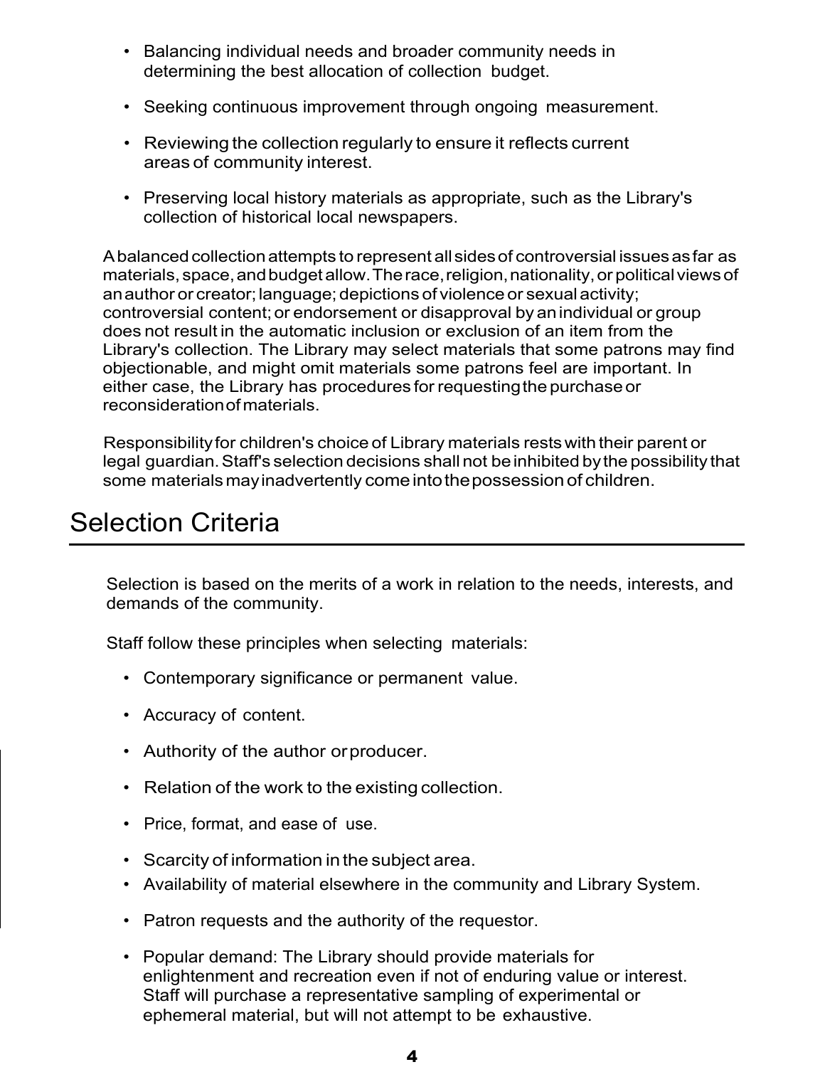- Balancing individual needs and broader community needs in determining the best allocation of collection budget.
- Seeking continuous improvement through ongoing measurement.
- Reviewing the collection regularly to ensure it reflects current areas of community interest.
- Preserving local history materials as appropriate, such as the Library's collection of historical local newspapers.

A balanced collection attempts to represent all sides of controversial issues as far as materials, space, and budget allow. The race, religion, nationality, or political views of an author or creator; language; depictions of violence or sexual activity; controversial content; or endorsement or disapproval by an individual or group does not result in the automatic inclusion or exclusion of an item from the Library's collection. The Library may select materials that some patrons may find objectionable, and might omit materials some patrons feel are important. In either case, the Library has procedures for requesting the purchase or reconsideration of materials.

Responsibility for children's choice of Library materials rests with their parent or legal guardian. Staff's selection decisions shall not be inhibited by the possibility that some materials may inadvertently come into the possession of children.

## Selection Criteria

Selection is based on the merits of a work in relation to the needs, interests, and demands of the community.

Staff follow these principles when selecting materials:

- Contemporary significance or permanent value.
- Accuracy of content.
- Authority of the author or producer.
- Relation of the work to the existing collection.
- Price, format, and ease of use.
- Scarcity of information in the subject area.
- Availability of material elsewhere in the community and Library System.
- Patron requests and the authority of the requestor.
- Popular demand: The Library should provide materials for enlightenment and recreation even if not of enduring value or interest. Staff will purchase a representative sampling of experimental or ephemeral material, but will not attempt to be exhaustive.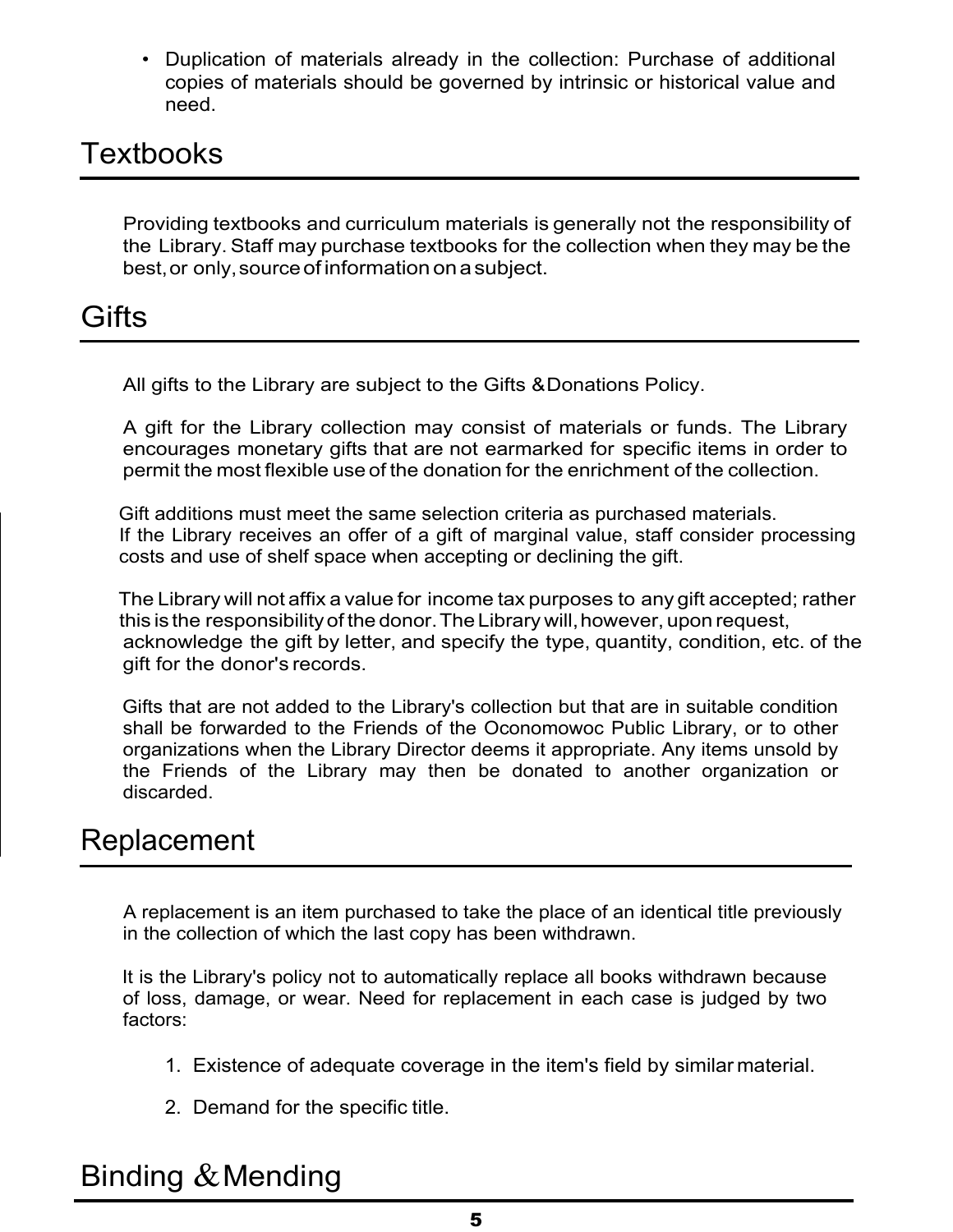- Duplication of materials already in the collection: Purchase of additional copies of materials should be governed by intrinsic or historical value and need.

## Textbooks

Providing textbooks and curriculum materials is generally not the responsibility of the Library. Staff may purchase textbooks for the collection when they may be the best, or only, source of information on a subject.

## Gifts

All gifts to the Library are subject to the Gifts & Donations Policy.

A gift for the Library collection may consist of materials or funds. The Library encourages monetary gifts that are not earmarked for specific items in order to permit the most flexible use of the donation for the enrichment of the collection.

Gift additions must meet the same selection criteria as purchased materials.
If the Library receives an offer of a gift of marginal value, staff consider processing costs and use of shelf space when accepting or declining the gift.

The Library will not affix a value for income tax purposes to any gift accepted; rather this is the responsibility of the donor. The Library will, however, upon request, acknowledge the gift by letter, and specify the type, quantity, condition, etc. of the gift for the donor's records.

Gifts that are not added to the Library's collection but that are in suitable condition shall be forwarded to the Friends of the Oconomowoc Public Library, or to other organizations when the Library Director deems it appropriate. Any items unsold by the Friends of the Library may then be donated to another organization or discarded.

## Replacement

A replacement is an item purchased to take the place of an identical title previously in the collection of which the last copy has been withdrawn.

It is the Library's policy not to automatically replace all books withdrawn because of loss, damage, or wear. Need for replacement in each case is judged by two factors:

1. Existence of adequate coverage in the item's field by similar material.

2. Demand for the specific title.

## Binding & Mending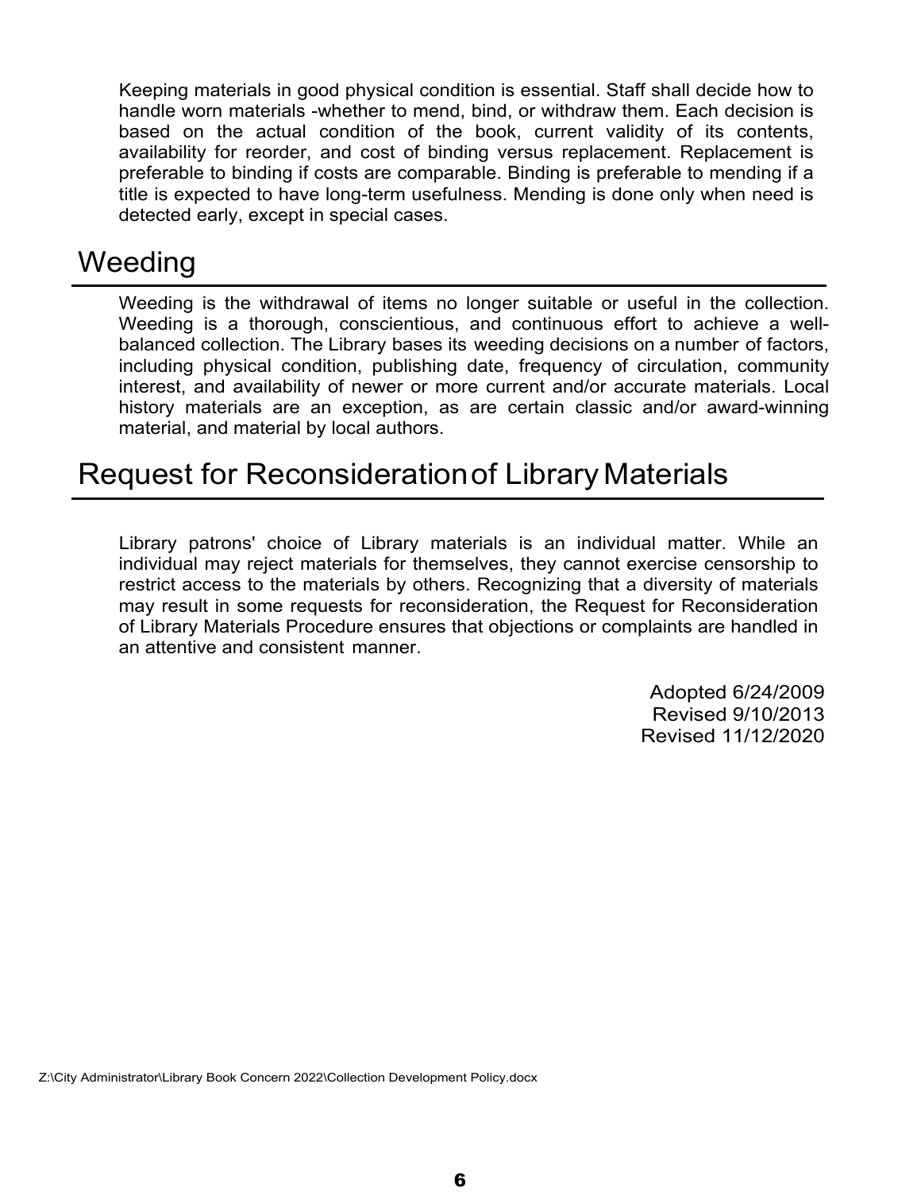Keeping materials in good physical condition is essential. Staff shall decide how to handle worn materials -whether to mend, bind, or withdraw them. Each decision is based on the actual condition of the book, current validity of its contents, availability for reorder, and cost of binding versus replacement. Replacement is preferable to binding if costs are comparable. Binding is preferable to mending if a title is expected to have long-term usefulness. Mending is done only when need is detected early, except in special cases.

## Weeding

Weeding is the withdrawal of items no longer suitable or useful in the collection. Weeding is a thorough, conscientious, and continuous effort to achieve a well-balanced collection. The Library bases its weeding decisions on a number of factors, including physical condition, publishing date, frequency of circulation, community interest, and availability of newer or more current and/or accurate materials. Local history materials are an exception, as are certain classic and/or award-winning material, and material by local authors.

## Request for Reconsideration of Library Materials

Library patrons' choice of Library materials is an individual matter. While an individual may reject materials for themselves, they cannot exercise censorship to restrict access to the materials by others. Recognizing that a diversity of materials may result in some requests for reconsideration, the Request for Reconsideration of Library Materials Procedure ensures that objections or complaints are handled in an attentive and consistent manner.

Adopted 6/24/2009
Revised 9/10/2013
Revised 11/12/2020

Z:\City Administrator\Library Book Concern 2022\Collection Development Policy.docx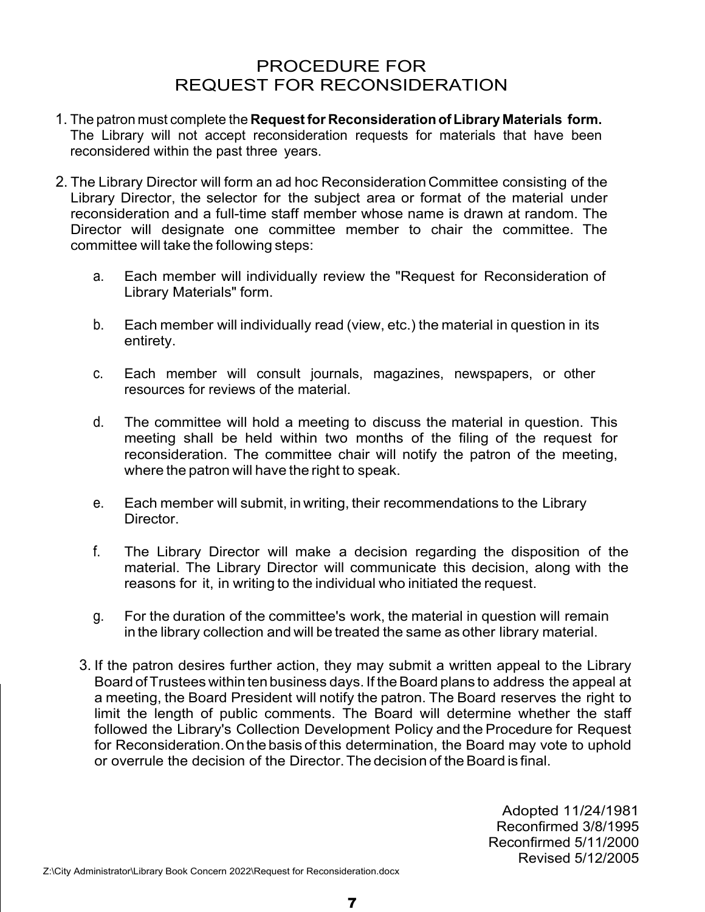# PROCEDURE FOR REQUEST FOR RECONSIDERATION

1. The patron must complete the **Request for Reconsideration of Library Materials form.** The Library will not accept reconsideration requests for materials that have been reconsidered within the past three years.

2. The Library Director will form an ad hoc Reconsideration Committee consisting of the Library Director, the selector for the subject area or format of the material under reconsideration and a full-time staff member whose name is drawn at random. The Director will designate one committee member to chair the committee. The committee will take the following steps:

   a. Each member will individually review the "Request for Reconsideration of Library Materials" form.

   b. Each member will individually read (view, etc.) the material in question in its entirety.

   c. Each member will consult journals, magazines, newspapers, or other resources for reviews of the material.

   d. The committee will hold a meeting to discuss the material in question. This meeting shall be held within two months of the filing of the request for reconsideration. The committee chair will notify the patron of the meeting, where the patron will have the right to speak.

   e. Each member will submit, in writing, their recommendations to the Library Director.

   f. The Library Director will make a decision regarding the disposition of the material. The Library Director will communicate this decision, along with the reasons for it, in writing to the individual who initiated the request.

   g. For the duration of the committee's work, the material in question will remain in the library collection and will be treated the same as other library material.

3. If the patron desires further action, they may submit a written appeal to the Library Board of Trustees within ten business days. If the Board plans to address the appeal at a meeting, the Board President will notify the patron. The Board reserves the right to limit the length of public comments. The Board will determine whether the staff followed the Library's Collection Development Policy and the Procedure for Request for Reconsideration. On the basis of this determination, the Board may vote to uphold or overrule the decision of the Director. The decision of the Board is final.

Adopted 11/24/1981
Reconfirmed 3/8/1995
Reconfirmed 5/11/2000
Revised 5/12/2005

Z:\City Administrator\Library Book Concern 2022\Request for Reconsideration.docx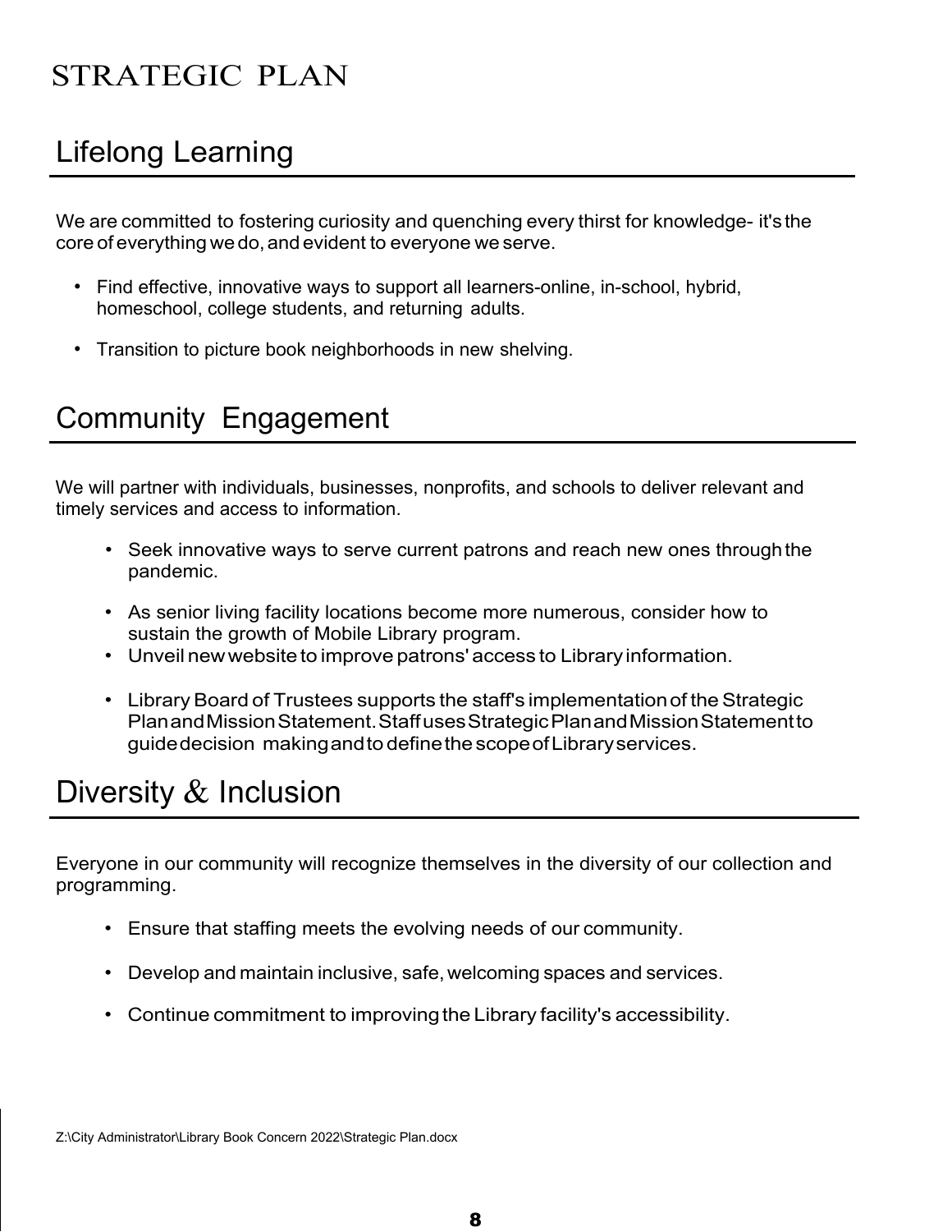# STRATEGIC PLAN

## Lifelong Learning

We are committed to fostering curiosity and quenching every thirst for knowledge- it's the core of everything we do, and evident to everyone we serve.

- Find effective, innovative ways to support all learners-online, in-school, hybrid, homeschool, college students, and returning adults.
- Transition to picture book neighborhoods in new shelving.

## Community Engagement

We will partner with individuals, businesses, nonprofits, and schools to deliver relevant and timely services and access to information.

- Seek innovative ways to serve current patrons and reach new ones through the pandemic.
- As senior living facility locations become more numerous, consider how to sustain the growth of Mobile Library program.
- Unveil new website to improve patrons' access to Library information.
- Library Board of Trustees supports the staff's implementation of the Strategic Plan and Mission Statement. Staff uses Strategic Plan and Mission Statement to guide decision making and to define the scope of Library services.

## Diversity & Inclusion

Everyone in our community will recognize themselves in the diversity of our collection and programming.

- Ensure that staffing meets the evolving needs of our community.
- Develop and maintain inclusive, safe, welcoming spaces and services.
- Continue commitment to improving the Library facility's accessibility.

Z:\City Administrator\Library Book Concern 2022\Strategic Plan.docx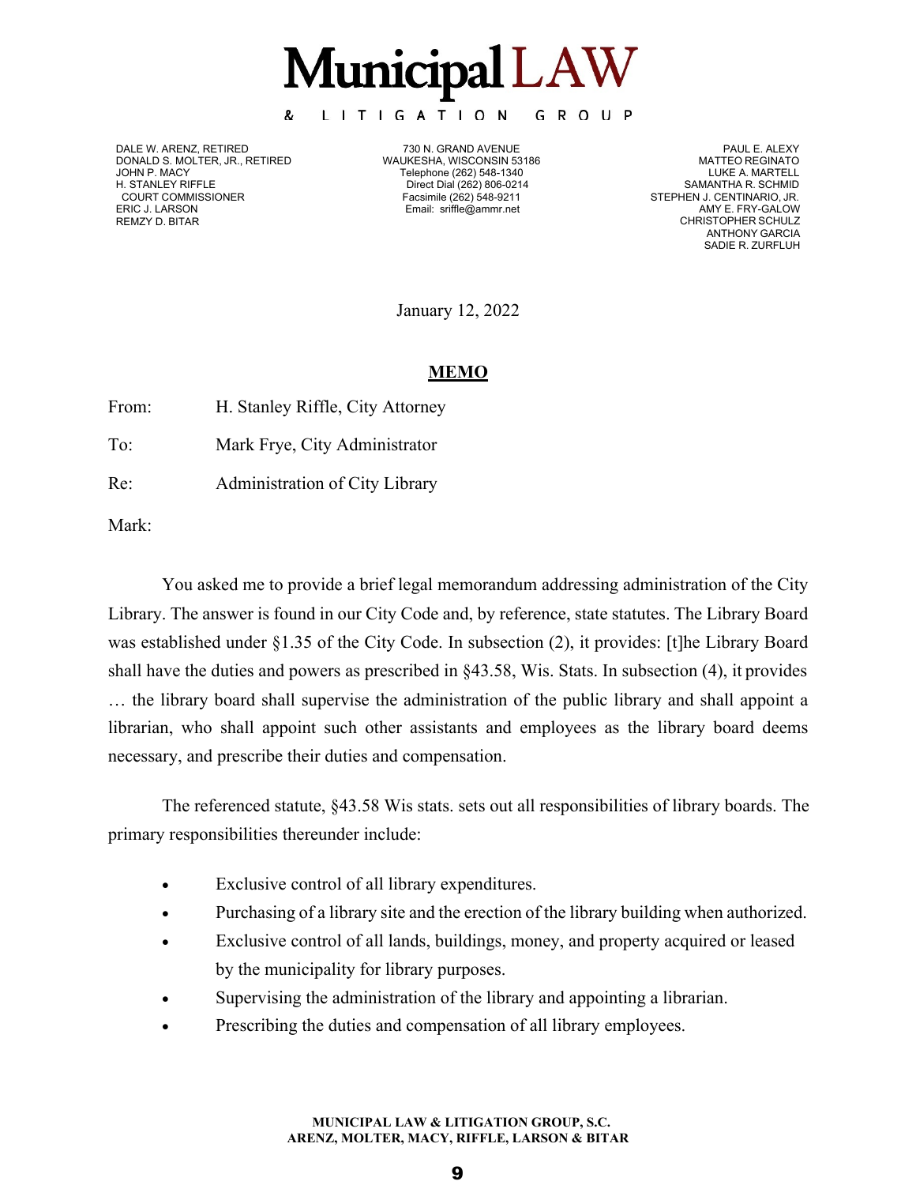# Municipal LAW

& LITIGATION GROUP

DALE W. ARENZ, RETIRED
DONALD S. MOLTER, JR., RETIRED
JOHN P. MACY
H. STANLEY RIFFLE
COURT COMMISSIONER
ERIC J. LARSON
REMZY D. BITAR

730 N. GRAND AVENUE
WAUKESHA, WISCONSIN 53186
Telephone (262) 548-1340
Direct Dial (262) 806-0214
Facsimile (262) 548-9211
Email: sriffle@ammr.net

PAUL E. ALEXY
MATTEO REGINATO
LUKE A. MARTELL
SAMANTHA R. SCHMID
STEPHEN J. CENTINARIO, JR.
AMY E. FRY-GALOW
CHRISTOPHER SCHULZ
ANTHONY GARCIA
SADIE R. ZURFLUH

January 12, 2022

## MEMO

From: H. Stanley Riffle, City Attorney

To: Mark Frye, City Administrator

Re: Administration of City Library

Mark:

You asked me to provide a brief legal memorandum addressing administration of the City Library. The answer is found in our City Code and, by reference, state statutes. The Library Board was established under §1.35 of the City Code. In subsection (2), it provides: [t]he Library Board shall have the duties and powers as prescribed in §43.58, Wis. Stats. In subsection (4), it provides … the library board shall supervise the administration of the public library and shall appoint a librarian, who shall appoint such other assistants and employees as the library board deems necessary, and prescribe their duties and compensation.

The referenced statute, §43.58 Wis stats. sets out all responsibilities of library boards. The primary responsibilities thereunder include:

- Exclusive control of all library expenditures.
- Purchasing of a library site and the erection of the library building when authorized.
- Exclusive control of all lands, buildings, money, and property acquired or leased by the municipality for library purposes.
- Supervising the administration of the library and appointing a librarian.
- Prescribing the duties and compensation of all library employees.

MUNICIPAL LAW & LITIGATION GROUP, S.C.
ARENZ, MOLTER, MACY, RIFFLE, LARSON & BITAR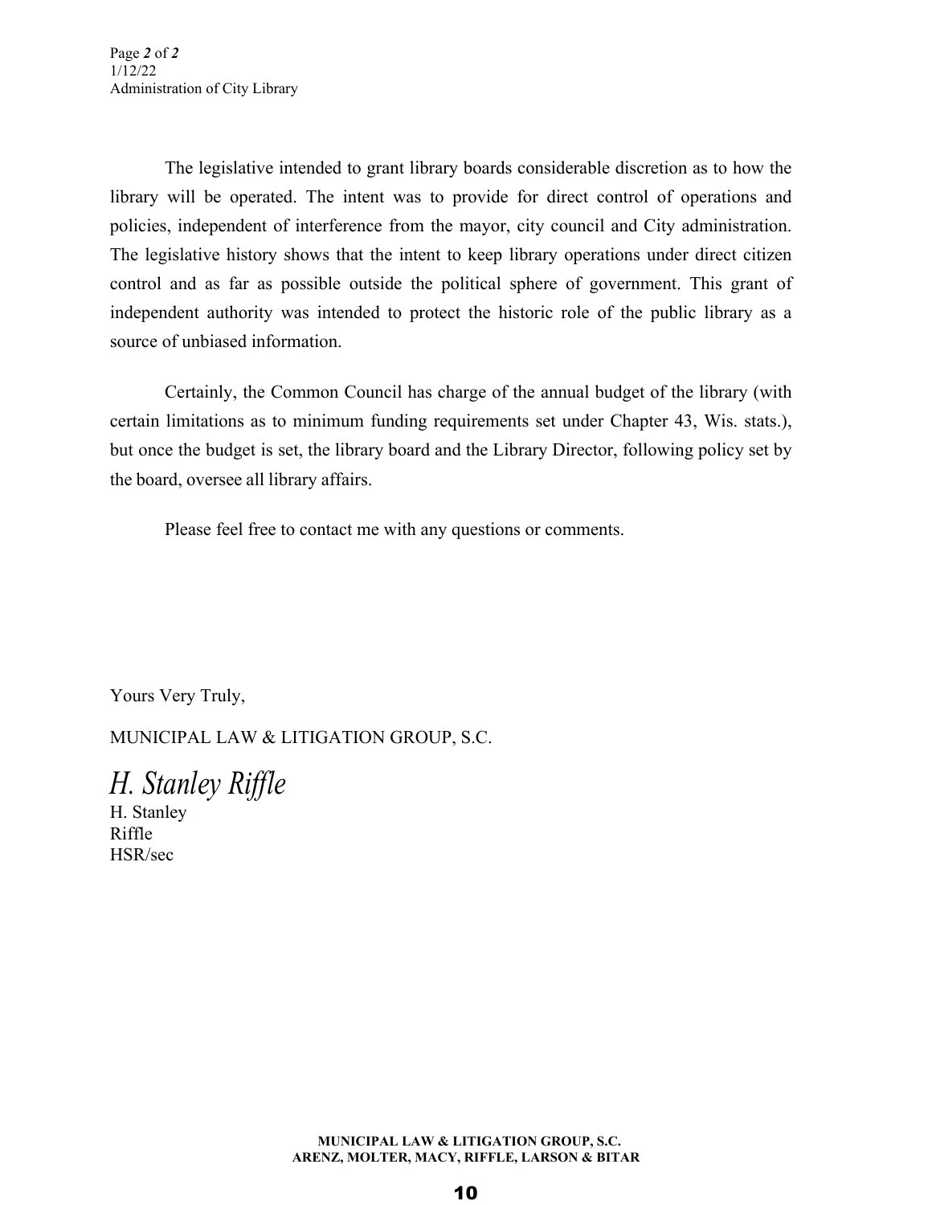The legislative intended to grant library boards considerable discretion as to how the library will be operated. The intent was to provide for direct control of operations and policies, independent of interference from the mayor, city council and City administration. The legislative history shows that the intent to keep library operations under direct citizen control and as far as possible outside the political sphere of government. This grant of independent authority was intended to protect the historic role of the public library as a source of unbiased information.

Certainly, the Common Council has charge of the annual budget of the library (with certain limitations as to minimum funding requirements set under Chapter 43, Wis. stats.), but once the budget is set, the library board and the Library Director, following policy set by the board, oversee all library affairs.

Please feel free to contact me with any questions or comments.

Yours Very Truly,

MUNICIPAL LAW & LITIGATION GROUP, S.C.

*H. Stanley Riffle*

H. Stanley Riffle
HSR/sec

**MUNICIPAL LAW & LITIGATION GROUP, S.C.**
**ARENZ, MOLTER, MACY, RIFFLE, LARSON & BITAR**